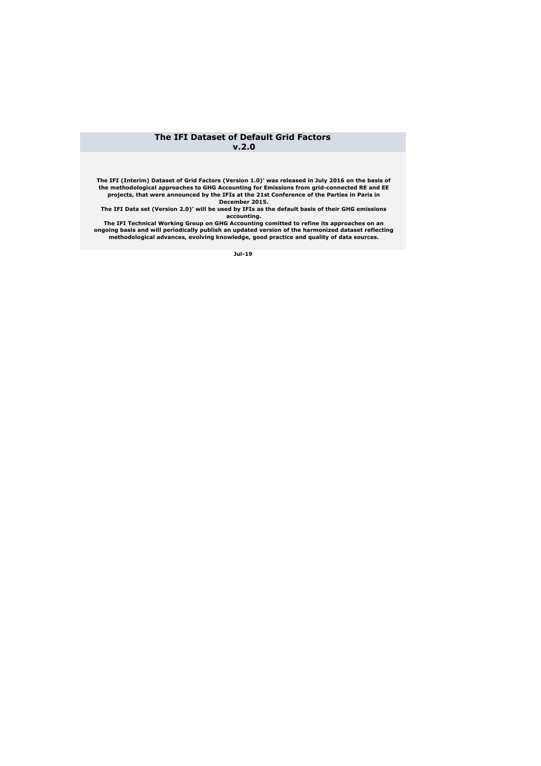# The IFI Dataset of Default Grid Factors v.2.0

**The IFI (Interim) Dataset of Grid Factors (Version 1.0)' was released in July 2016 on the basis of the methodological approaches to GHG Accounting for Emissions from grid-connected RE and EE projects, that were announced by the IFIs at the 21st Conference of the Parties in Paris in December 2015.**

**The IFI Data set (Version 2.0)' will be used by IFIs as the default basis of their GHG emissions accounting.**

**The IFI Technical Working Group on GHG Accounting comitted to refine its approaches on an ongoing basis and will periodically publish an updated version of the harmonized dataset reflecting methodological advances, evolving knowledge, good practice and quality of data sources.**

**Jul-19**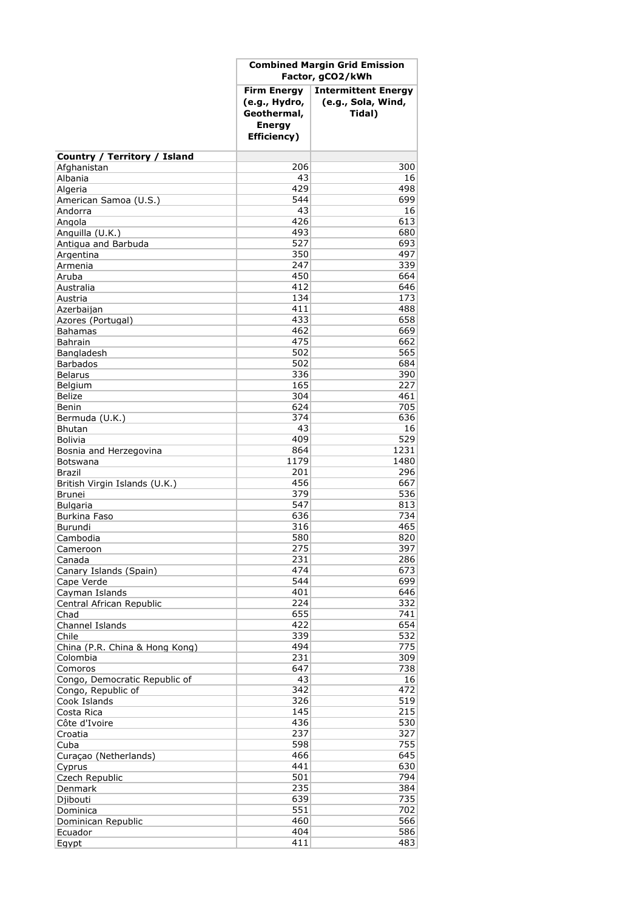| | Combined Margin Grid Emission Factor, gCO2/kWh | |
|---|---|---|
| | Firm Energy (e.g., Hydro, Geothermal, Energy Efficiency) | Intermittent Energy (e.g., Sola, Wind, Tidal) |
| **Country / Territory / Island** | | |
| Afghanistan | 206 | 300 |
| Albania | 43 | 16 |
| Algeria | 429 | 498 |
| American Samoa (U.S.) | 544 | 699 |
| Andorra | 43 | 16 |
| Angola | 426 | 613 |
| Anguilla (U.K.) | 493 | 680 |
| Antigua and Barbuda | 527 | 693 |
| Argentina | 350 | 497 |
| Armenia | 247 | 339 |
| Aruba | 450 | 664 |
| Australia | 412 | 646 |
| Austria | 134 | 173 |
| Azerbaijan | 411 | 488 |
| Azores (Portugal) | 433 | 658 |
| Bahamas | 462 | 669 |
| Bahrain | 475 | 662 |
| Bangladesh | 502 | 565 |
| Barbados | 502 | 684 |
| Belarus | 336 | 390 |
| Belgium | 165 | 227 |
| Belize | 304 | 461 |
| Benin | 624 | 705 |
| Bermuda (U.K.) | 374 | 636 |
| Bhutan | 43 | 16 |
| Bolivia | 409 | 529 |
| Bosnia and Herzegovina | 864 | 1231 |
| Botswana | 1179 | 1480 |
| Brazil | 201 | 296 |
| British Virgin Islands (U.K.) | 456 | 667 |
| Brunei | 379 | 536 |
| Bulgaria | 547 | 813 |
| Burkina Faso | 636 | 734 |
| Burundi | 316 | 465 |
| Cambodia | 580 | 820 |
| Cameroon | 275 | 397 |
| Canada | 231 | 286 |
| Canary Islands (Spain) | 474 | 673 |
| Cape Verde | 544 | 699 |
| Cayman Islands | 401 | 646 |
| Central African Republic | 224 | 332 |
| Chad | 655 | 741 |
| Channel Islands | 422 | 654 |
| Chile | 339 | 532 |
| China (P.R. China & Hong Kong) | 494 | 775 |
| Colombia | 231 | 309 |
| Comoros | 647 | 738 |
| Congo, Democratic Republic of | 43 | 16 |
| Congo, Republic of | 342 | 472 |
| Cook Islands | 326 | 519 |
| Costa Rica | 145 | 215 |
| Côte d'Ivoire | 436 | 530 |
| Croatia | 237 | 327 |
| Cuba | 598 | 755 |
| Curaçao (Netherlands) | 466 | 645 |
| Cyprus | 441 | 630 |
| Czech Republic | 501 | 794 |
| Denmark | 235 | 384 |
| Djibouti | 639 | 735 |
| Dominica | 551 | 702 |
| Dominican Republic | 460 | 566 |
| Ecuador | 404 | 586 |
| Egypt | 411 | 483 |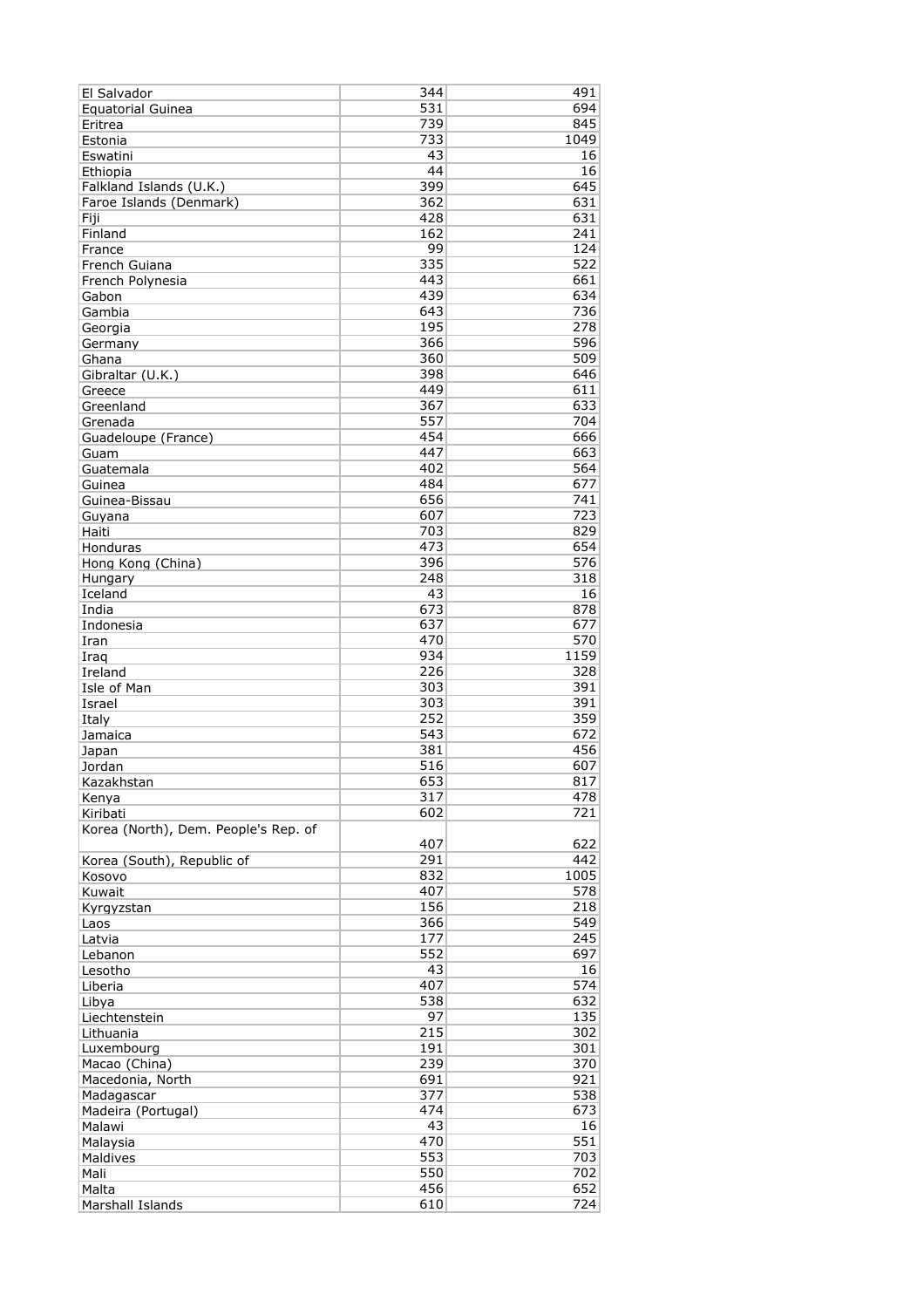| El Salvador | 344 | 491 |
|---|---|---|
| Equatorial Guinea | 531 | 694 |
| Eritrea | 739 | 845 |
| Estonia | 733 | 1049 |
| Eswatini | 43 | 16 |
| Ethiopia | 44 | 16 |
| Falkland Islands (U.K.) | 399 | 645 |
| Faroe Islands (Denmark) | 362 | 631 |
| Fiji | 428 | 631 |
| Finland | 162 | 241 |
| France | 99 | 124 |
| French Guiana | 335 | 522 |
| French Polynesia | 443 | 661 |
| Gabon | 439 | 634 |
| Gambia | 643 | 736 |
| Georgia | 195 | 278 |
| Germany | 366 | 596 |
| Ghana | 360 | 509 |
| Gibraltar (U.K.) | 398 | 646 |
| Greece | 449 | 611 |
| Greenland | 367 | 633 |
| Grenada | 557 | 704 |
| Guadeloupe (France) | 454 | 666 |
| Guam | 447 | 663 |
| Guatemala | 402 | 564 |
| Guinea | 484 | 677 |
| Guinea-Bissau | 656 | 741 |
| Guyana | 607 | 723 |
| Haiti | 703 | 829 |
| Honduras | 473 | 654 |
| Hong Kong (China) | 396 | 576 |
| Hungary | 248 | 318 |
| Iceland | 43 | 16 |
| India | 673 | 878 |
| Indonesia | 637 | 677 |
| Iran | 470 | 570 |
| Iraq | 934 | 1159 |
| Ireland | 226 | 328 |
| Isle of Man | 303 | 391 |
| Israel | 303 | 391 |
| Italy | 252 | 359 |
| Jamaica | 543 | 672 |
| Japan | 381 | 456 |
| Jordan | 516 | 607 |
| Kazakhstan | 653 | 817 |
| Kenya | 317 | 478 |
| Kiribati | 602 | 721 |
| Korea (North), Dem. People's Rep. of | 407 | 622 |
| Korea (South), Republic of | 291 | 442 |
| Kosovo | 832 | 1005 |
| Kuwait | 407 | 578 |
| Kyrgyzstan | 156 | 218 |
| Laos | 366 | 549 |
| Latvia | 177 | 245 |
| Lebanon | 552 | 697 |
| Lesotho | 43 | 16 |
| Liberia | 407 | 574 |
| Libya | 538 | 632 |
| Liechtenstein | 97 | 135 |
| Lithuania | 215 | 302 |
| Luxembourg | 191 | 301 |
| Macao (China) | 239 | 370 |
| Macedonia, North | 691 | 921 |
| Madagascar | 377 | 538 |
| Madeira (Portugal) | 474 | 673 |
| Malawi | 43 | 16 |
| Malaysia | 470 | 551 |
| Maldives | 553 | 703 |
| Mali | 550 | 702 |
| Malta | 456 | 652 |
| Marshall Islands | 610 | 724 |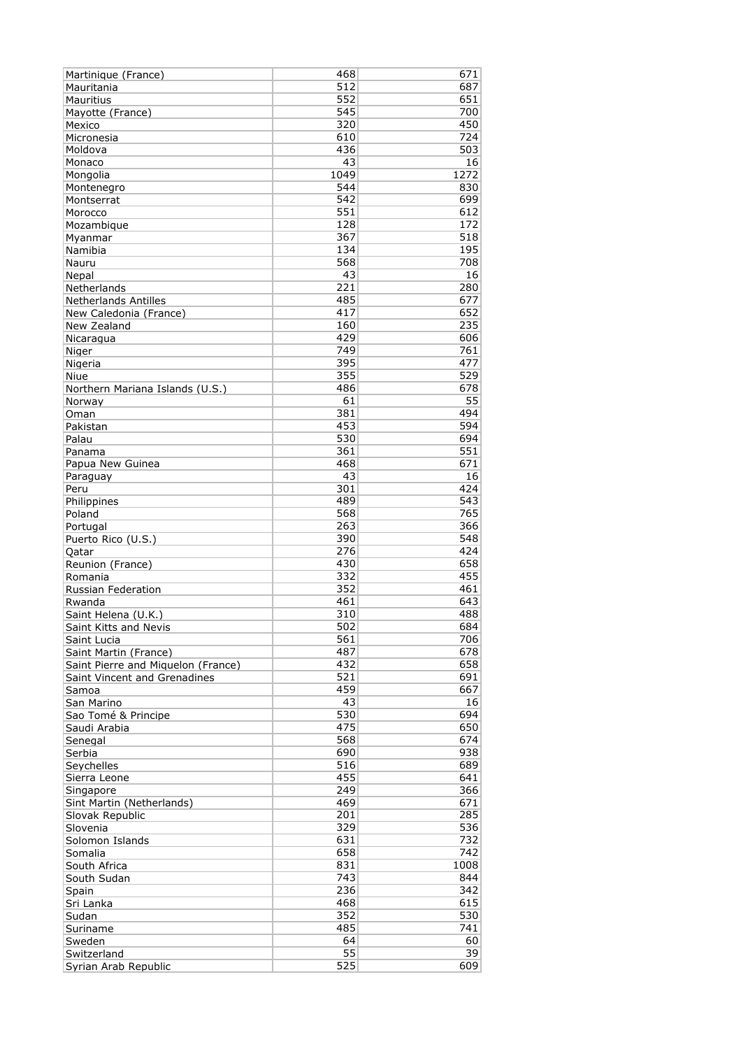| | | |
|---|---|---|
| Martinique (France) | 468 | 671 |
| Mauritania | 512 | 687 |
| Mauritius | 552 | 651 |
| Mayotte (France) | 545 | 700 |
| Mexico | 320 | 450 |
| Micronesia | 610 | 724 |
| Moldova | 436 | 503 |
| Monaco | 43 | 16 |
| Mongolia | 1049 | 1272 |
| Montenegro | 544 | 830 |
| Montserrat | 542 | 699 |
| Morocco | 551 | 612 |
| Mozambique | 128 | 172 |
| Myanmar | 367 | 518 |
| Namibia | 134 | 195 |
| Nauru | 568 | 708 |
| Nepal | 43 | 16 |
| Netherlands | 221 | 280 |
| Netherlands Antilles | 485 | 677 |
| New Caledonia (France) | 417 | 652 |
| New Zealand | 160 | 235 |
| Nicaragua | 429 | 606 |
| Niger | 749 | 761 |
| Nigeria | 395 | 477 |
| Niue | 355 | 529 |
| Northern Mariana Islands (U.S.) | 486 | 678 |
| Norway | 61 | 55 |
| Oman | 381 | 494 |
| Pakistan | 453 | 594 |
| Palau | 530 | 694 |
| Panama | 361 | 551 |
| Papua New Guinea | 468 | 671 |
| Paraguay | 43 | 16 |
| Peru | 301 | 424 |
| Philippines | 489 | 543 |
| Poland | 568 | 765 |
| Portugal | 263 | 366 |
| Puerto Rico (U.S.) | 390 | 548 |
| Qatar | 276 | 424 |
| Reunion (France) | 430 | 658 |
| Romania | 332 | 455 |
| Russian Federation | 352 | 461 |
| Rwanda | 461 | 643 |
| Saint Helena (U.K.) | 310 | 488 |
| Saint Kitts and Nevis | 502 | 684 |
| Saint Lucia | 561 | 706 |
| Saint Martin (France) | 487 | 678 |
| Saint Pierre and Miquelon (France) | 432 | 658 |
| Saint Vincent and Grenadines | 521 | 691 |
| Samoa | 459 | 667 |
| San Marino | 43 | 16 |
| Sao Tomé & Principe | 530 | 694 |
| Saudi Arabia | 475 | 650 |
| Senegal | 568 | 674 |
| Serbia | 690 | 938 |
| Seychelles | 516 | 689 |
| Sierra Leone | 455 | 641 |
| Singapore | 249 | 366 |
| Sint Martin (Netherlands) | 469 | 671 |
| Slovak Republic | 201 | 285 |
| Slovenia | 329 | 536 |
| Solomon Islands | 631 | 732 |
| Somalia | 658 | 742 |
| South Africa | 831 | 1008 |
| South Sudan | 743 | 844 |
| Spain | 236 | 342 |
| Sri Lanka | 468 | 615 |
| Sudan | 352 | 530 |
| Suriname | 485 | 741 |
| Sweden | 64 | 60 |
| Switzerland | 55 | 39 |
| Syrian Arab Republic | 525 | 609 |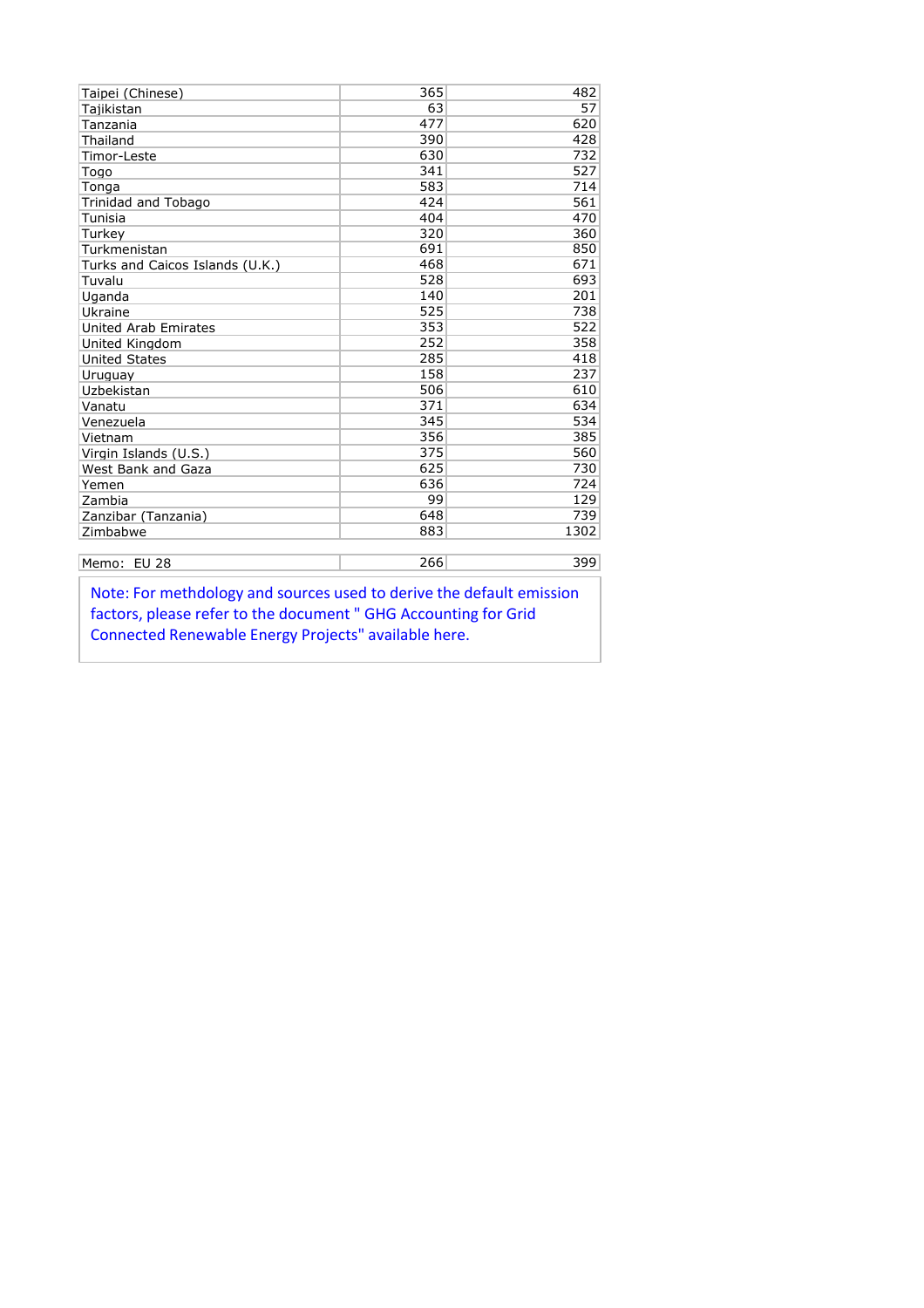| | | |
|---|---|---|
| Taipei (Chinese) | 365 | 482 |
| Tajikistan | 63 | 57 |
| Tanzania | 477 | 620 |
| Thailand | 390 | 428 |
| Timor-Leste | 630 | 732 |
| Togo | 341 | 527 |
| Tonga | 583 | 714 |
| Trinidad and Tobago | 424 | 561 |
| Tunisia | 404 | 470 |
| Turkey | 320 | 360 |
| Turkmenistan | 691 | 850 |
| Turks and Caicos Islands (U.K.) | 468 | 671 |
| Tuvalu | 528 | 693 |
| Uganda | 140 | 201 |
| Ukraine | 525 | 738 |
| United Arab Emirates | 353 | 522 |
| United Kingdom | 252 | 358 |
| United States | 285 | 418 |
| Uruguay | 158 | 237 |
| Uzbekistan | 506 | 610 |
| Vanatu | 371 | 634 |
| Venezuela | 345 | 534 |
| Vietnam | 356 | 385 |
| Virgin Islands (U.S.) | 375 | 560 |
| West Bank and Gaza | 625 | 730 |
| Yemen | 636 | 724 |
| Zambia | 99 | 129 |
| Zanzibar (Tanzania) | 648 | 739 |
| Zimbabwe | 883 | 1302 |
| | | |
| Memo: EU 28 | 266 | 399 |

Note: For methdology and sources used to derive the default emission factors, please refer to the document " GHG Accounting for Grid Connected Renewable Energy Projects" available here.